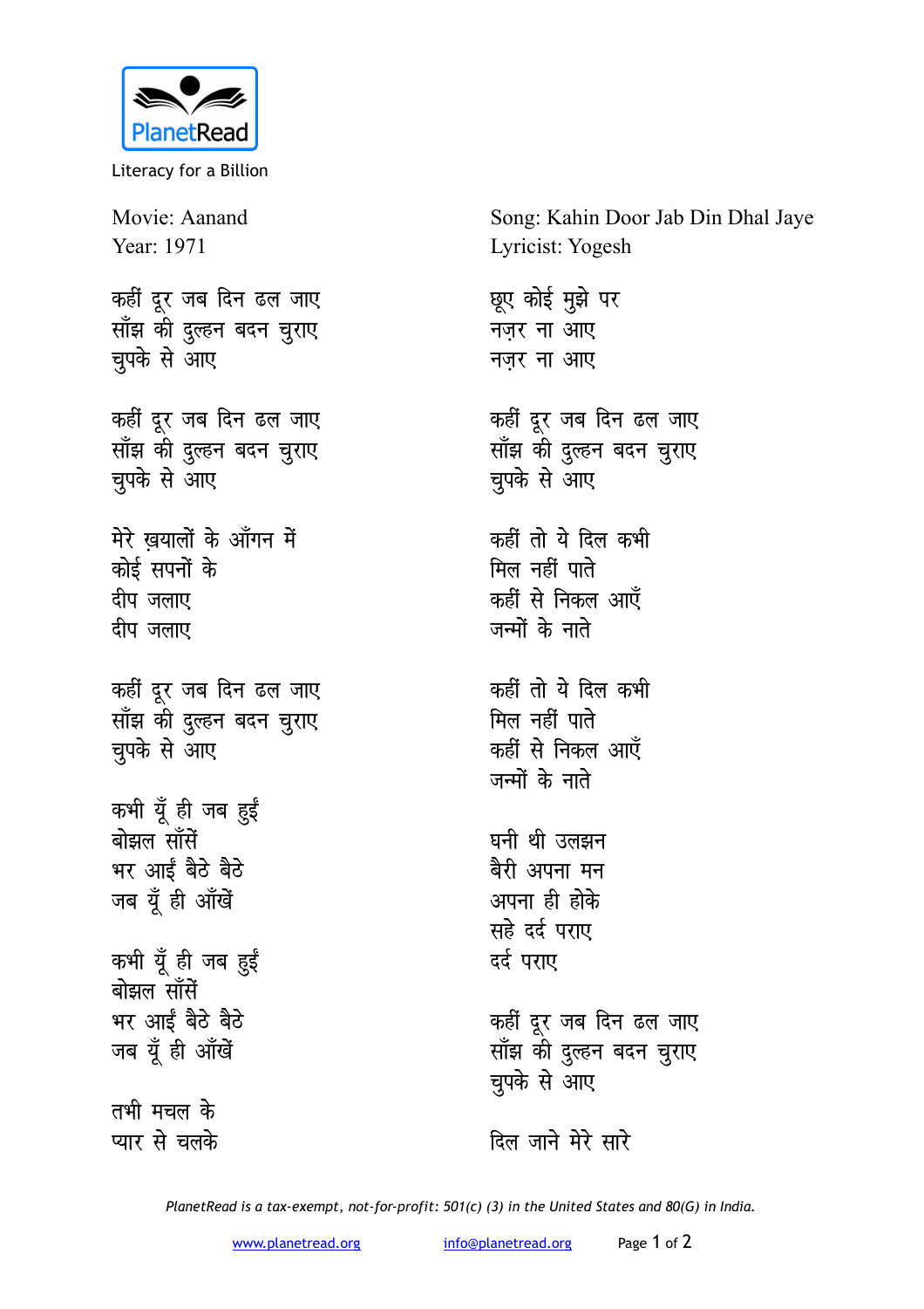PlanetRead
Literacy for a Billion

Movie: Aanand
Year: 1971

Song: Kahin Door Jab Din Dhal Jaye
Lyricist: Yogesh

कहीं दूर जब दिन ढल जाए
साँझ की दुल्हन बदन चुराए
चुपके से आए

कहीं दूर जब दिन ढल जाए
साँझ की दुल्हन बदन चुराए
चुपके से आए

मेरे ख़यालों के आँगन में
कोई सपनों के
दीप जलाए
दीप जलाए

कहीं दूर जब दिन ढल जाए
साँझ की दुल्हन बदन चुराए
चुपके से आए

कभी यूँ ही जब हुईं
बोझल साँसें
भर आईं बैठे बैठे
जब यूँ ही आँखें

कभी यूँ ही जब हुईं
बोझल साँसें
भर आईं बैठे बैठे
जब यूँ ही आँखें

तभी मचल के
प्यार से चलके

छूए कोई मुझे पर
नज़र ना आए
नज़र ना आए

कहीं दूर जब दिन ढल जाए
साँझ की दुल्हन बदन चुराए
चुपके से आए

कहीं तो ये दिल कभी
मिल नहीं पाते
कहीं से निकल आएँ
जन्मों के नाते

कहीं तो ये दिल कभी
मिल नहीं पाते
कहीं से निकल आएँ
जन्मों के नाते

घनी थी उलझन
बैरी अपना मन
अपना ही होके
सहे दर्द पराए
दर्द पराए

कहीं दूर जब दिन ढल जाए
साँझ की दुल्हन बदन चुराए
चुपके से आए

दिल जाने मेरे सारे

*PlanetRead is a tax-exempt, not-for-profit: 501(c) (3) in the United States and 80(G) in India.*

www.planetread.org info@planetread.org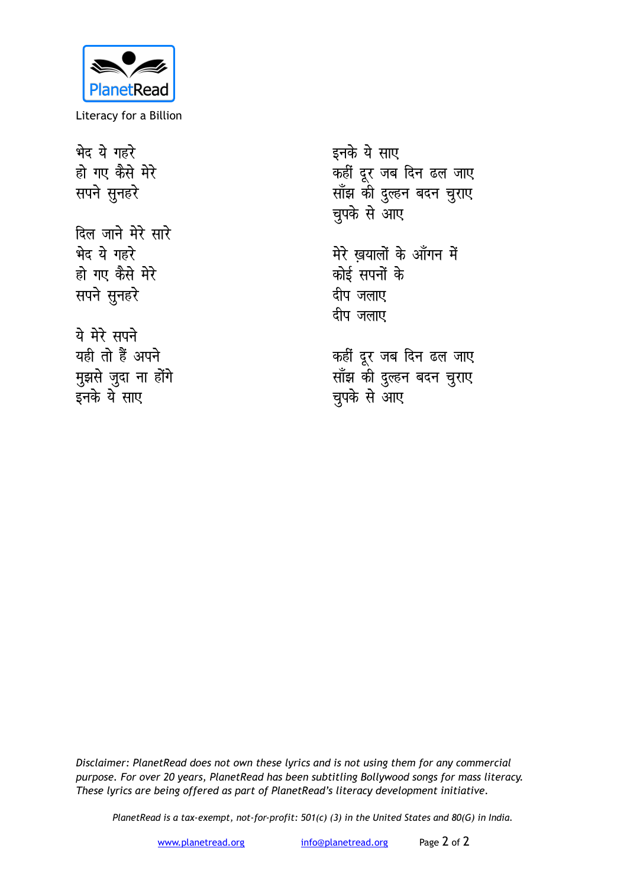Literacy for a Billion

भेद ये गहरे
हो गए कैसे मेरे
सपने सुनहरे

दिल जाने मेरे सारे
भेद ये गहरे
हो गए कैसे मेरे
सपने सुनहरे

ये मेरे सपने
यही तो हैं अपने
मुझसे जुदा ना होंगे
इनके ये साए

इनके ये साए
कहीं दूर जब दिन ढल जाए
साँझ की दुल्हन बदन चुराए
चुपके से आए

मेरे ख़यालों के आँगन में
कोई सपनों के
दीप जलाए
दीप जलाए

कहीं दूर जब दिन ढल जाए
साँझ की दुल्हन बदन चुराए
चुपके से आए

*Disclaimer: PlanetRead does not own these lyrics and is not using them for any commercial purpose. For over 20 years, PlanetRead has been subtitling Bollywood songs for mass literacy. These lyrics are being offered as part of PlanetRead's literacy development initiative.*

*PlanetRead is a tax-exempt, not-for-profit: 501(c) (3) in the United States and 80(G) in India.*

www.planetread.org info@planetread.org